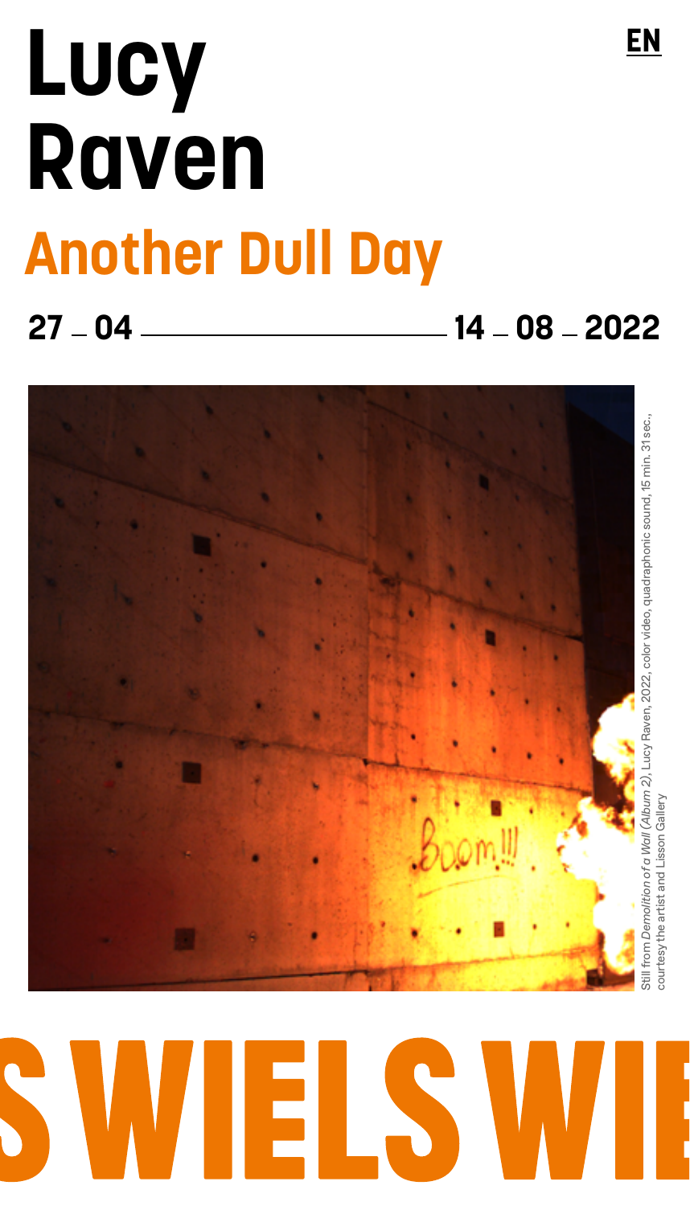EN

# Lucy Raven

## Another Dull Day

**27 – 04 — 14 – 08 – 2022**

Still from *Demolition of a Wall* (*Album 2*), Lucy Raven, 2022, color video, quadraphonic sound, 15 min. 31 sec., courtesy the artist and Lisson Gallery

S WIELS WIE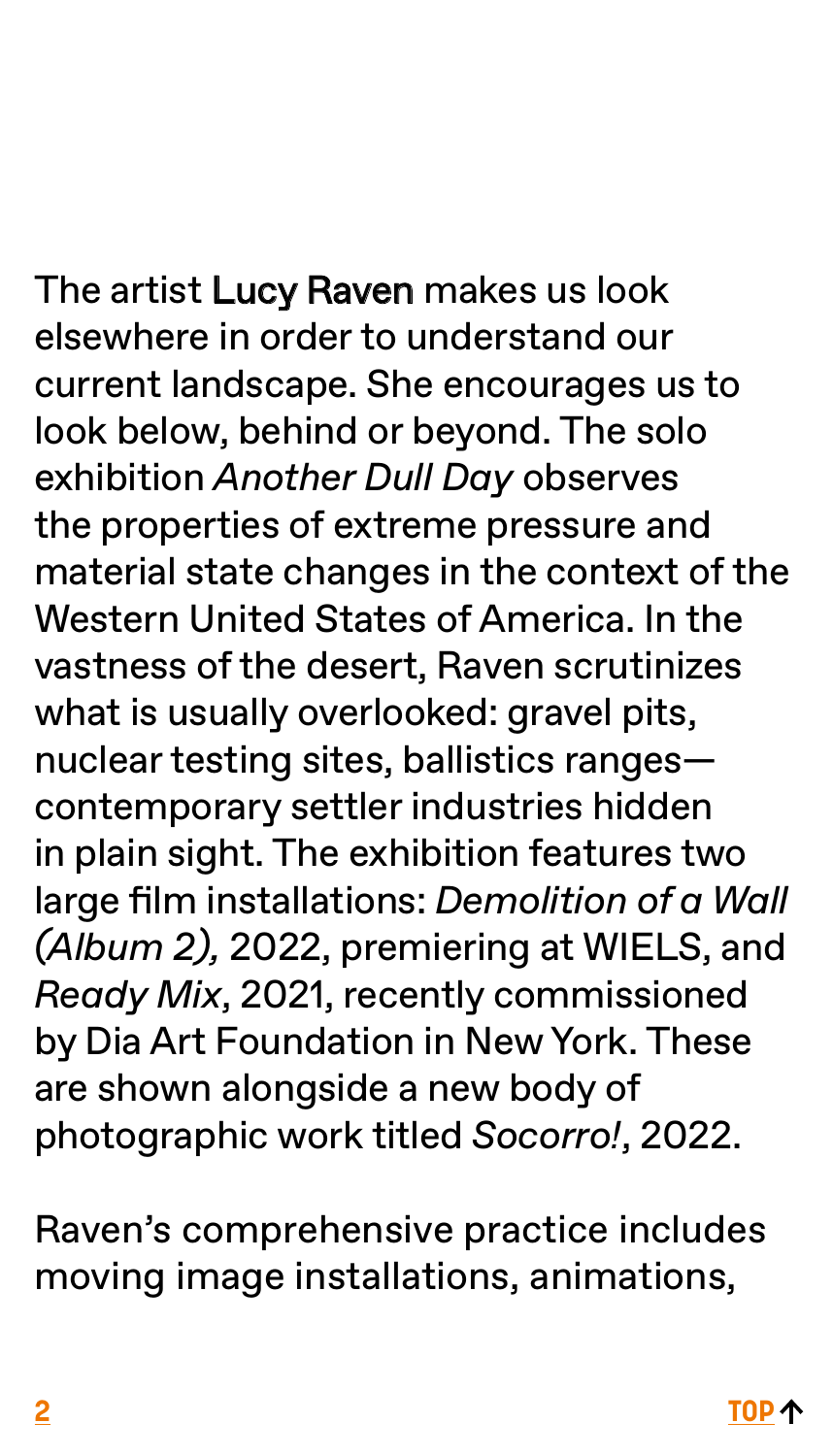The artist Lucy Raven makes us look elsewhere in order to understand our current landscape. She encourages us to look below, behind or beyond. The solo exhibition *Another Dull Day* observes the properties of extreme pressure and material state changes in the context of the Western United States of America. In the vastness of the desert, Raven scrutinizes what is usually overlooked: gravel pits, nuclear testing sites, ballistics ranges—contemporary settler industries hidden in plain sight. The exhibition features two large film installations: *Demolition of a Wall (Album 2),* 2022, premiering at WIELS, and *Ready Mix*, 2021, recently commissioned by Dia Art Foundation in New York. These are shown alongside a new body of photographic work titled *Socorro!*, 2022.

Raven's comprehensive practice includes moving image installations, animations,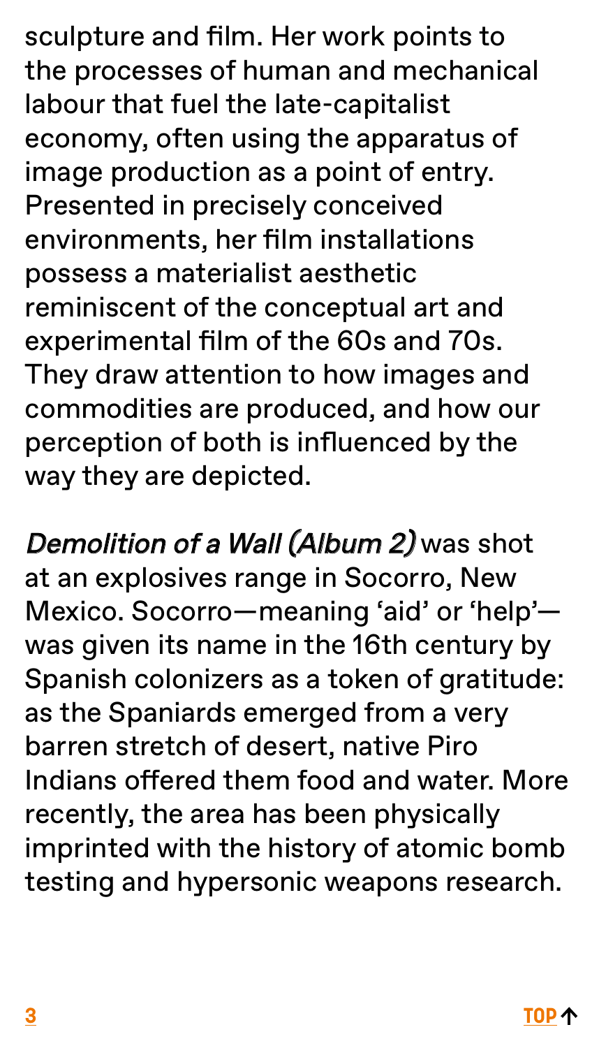sculpture and film. Her work points to the processes of human and mechanical labour that fuel the late-capitalist economy, often using the apparatus of image production as a point of entry. Presented in precisely conceived environments, her film installations possess a materialist aesthetic reminiscent of the conceptual art and experimental film of the 60s and 70s. They draw attention to how images and commodities are produced, and how our perception of both is influenced by the way they are depicted.

*Demolition of a Wall (Album 2)* was shot at an explosives range in Socorro, New Mexico. Socorro—meaning 'aid' or 'help'—was given its name in the 16th century by Spanish colonizers as a token of gratitude: as the Spaniards emerged from a very barren stretch of desert, native Piro Indians offered them food and water. More recently, the area has been physically imprinted with the history of atomic bomb testing and hypersonic weapons research.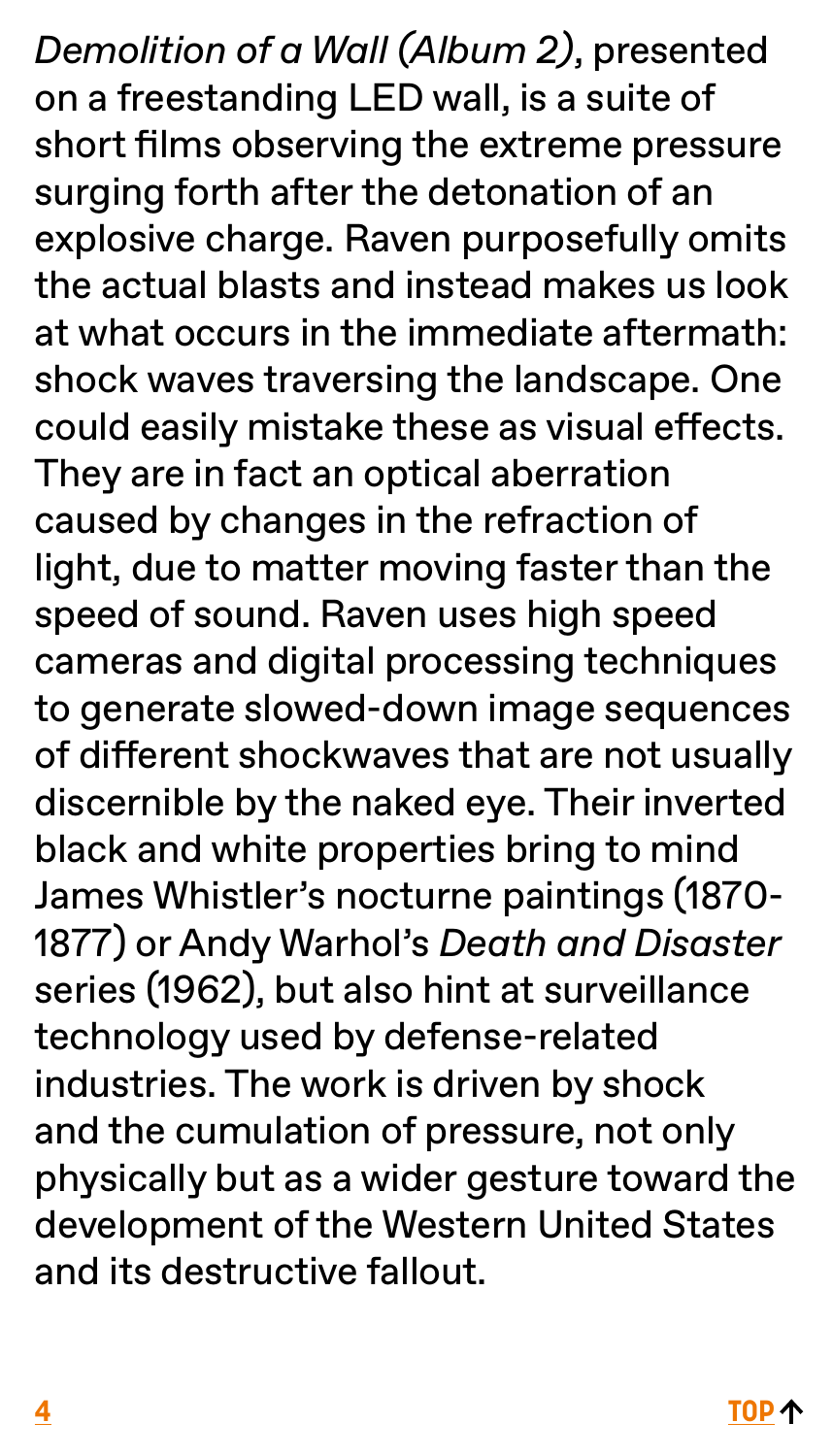*Demolition of a Wall (Album 2)*, presented on a freestanding LED wall, is a suite of short films observing the extreme pressure surging forth after the detonation of an explosive charge. Raven purposefully omits the actual blasts and instead makes us look at what occurs in the immediate aftermath: shock waves traversing the landscape. One could easily mistake these as visual effects. They are in fact an optical aberration caused by changes in the refraction of light, due to matter moving faster than the speed of sound. Raven uses high speed cameras and digital processing techniques to generate slowed-down image sequences of different shockwaves that are not usually discernible by the naked eye. Their inverted black and white properties bring to mind James Whistler's nocturne paintings (1870-1877) or Andy Warhol's *Death and Disaster* series (1962), but also hint at surveillance technology used by defense-related industries. The work is driven by shock and the cumulation of pressure, not only physically but as a wider gesture toward the development of the Western United States and its destructive fallout.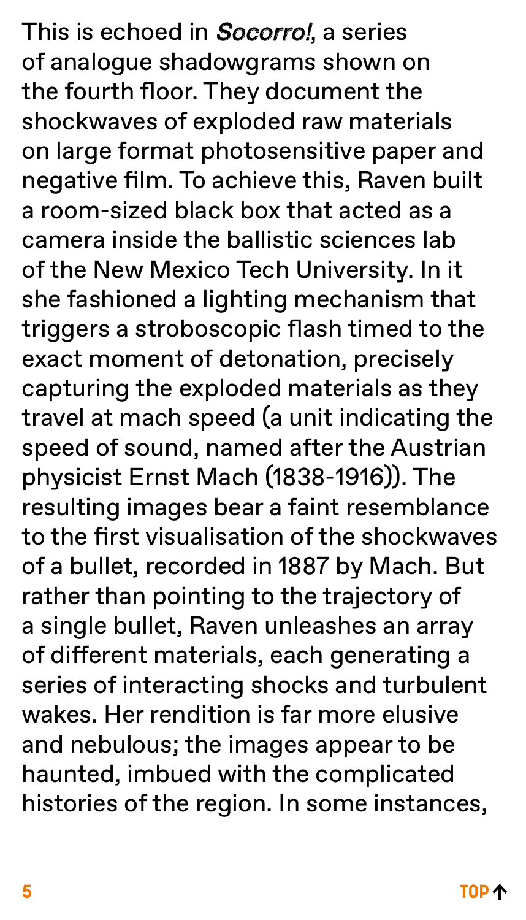This is echoed in *Socorro!*, a series of analogue shadowgrams shown on the fourth floor. They document the shockwaves of exploded raw materials on large format photosensitive paper and negative film. To achieve this, Raven built a room-sized black box that acted as a camera inside the ballistic sciences lab of the New Mexico Tech University. In it she fashioned a lighting mechanism that triggers a stroboscopic flash timed to the exact moment of detonation, precisely capturing the exploded materials as they travel at mach speed (a unit indicating the speed of sound, named after the Austrian physicist Ernst Mach (1838-1916)). The resulting images bear a faint resemblance to the first visualisation of the shockwaves of a bullet, recorded in 1887 by Mach. But rather than pointing to the trajectory of a single bullet, Raven unleashes an array of different materials, each generating a series of interacting shocks and turbulent wakes. Her rendition is far more elusive and nebulous; the images appear to be haunted, imbued with the complicated histories of the region. In some instances,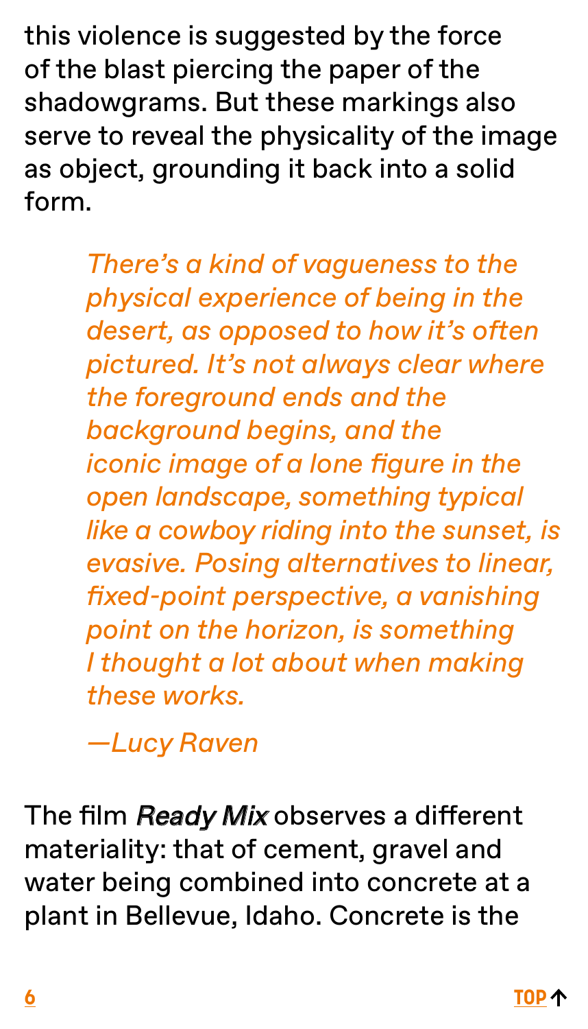this violence is suggested by the force of the blast piercing the paper of the shadowgrams. But these markings also serve to reveal the physicality of the image as object, grounding it back into a solid form.

> *There's a kind of vagueness to the physical experience of being in the desert, as opposed to how it's often pictured. It's not always clear where the foreground ends and the background begins, and the iconic image of a lone figure in the open landscape, something typical like a cowboy riding into the sunset, is evasive. Posing alternatives to linear, fixed-point perspective, a vanishing point on the horizon, is something I thought a lot about when making these works.*
>
> *—Lucy Raven*

The film *Ready Mix* observes a different materiality: that of cement, gravel and water being combined into concrete at a plant in Bellevue, Idaho. Concrete is the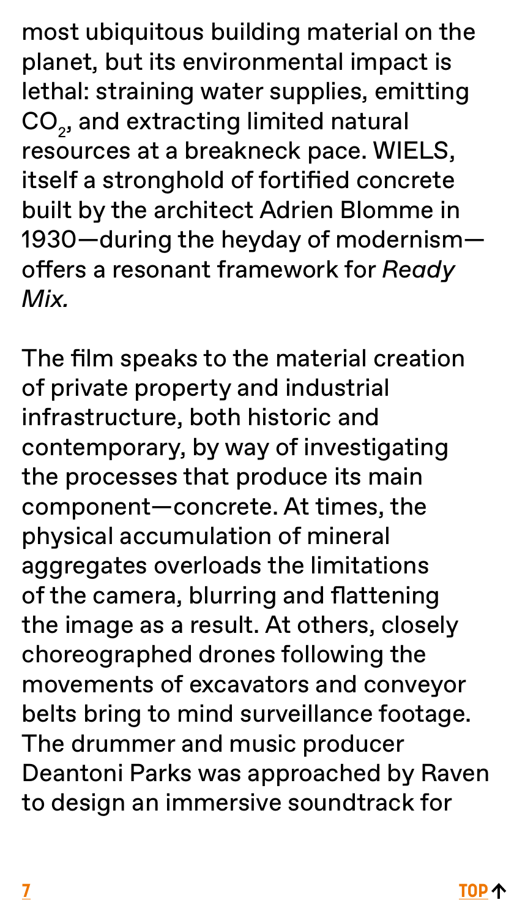most ubiquitous building material on the planet, but its environmental impact is lethal: straining water supplies, emitting $CO_2$, and extracting limited natural resources at a breakneck pace. WIELS, itself a stronghold of fortified concrete built by the architect Adrien Blomme in 1930—during the heyday of modernism—offers a resonant framework for *Ready Mix.*

The film speaks to the material creation of private property and industrial infrastructure, both historic and contemporary, by way of investigating the processes that produce its main component—concrete. At times, the physical accumulation of mineral aggregates overloads the limitations of the camera, blurring and flattening the image as a result. At others, closely choreographed drones following the movements of excavators and conveyor belts bring to mind surveillance footage. The drummer and music producer Deantoni Parks was approached by Raven to design an immersive soundtrack for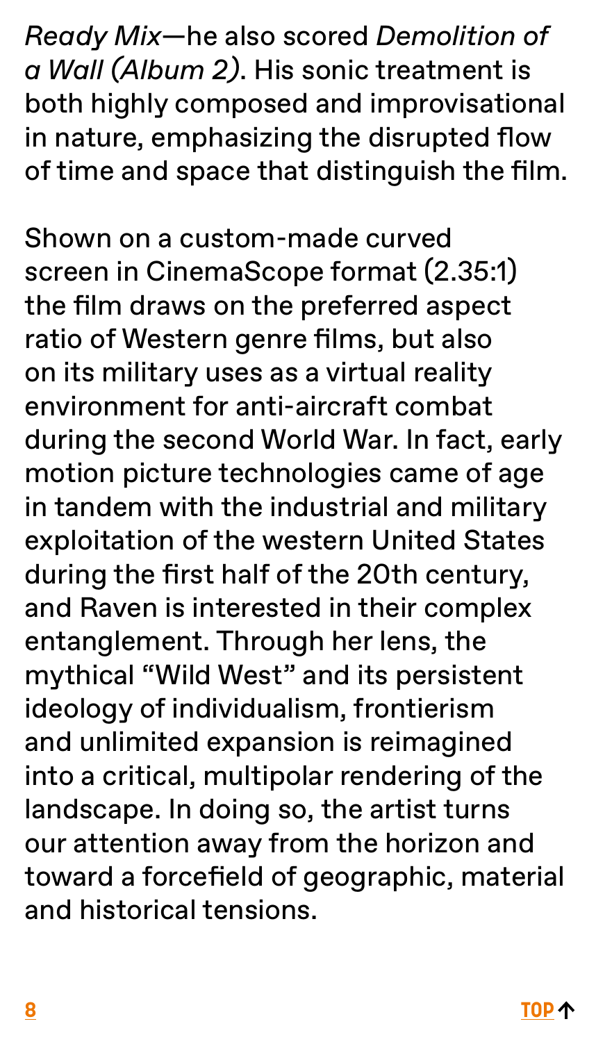*Ready Mix*—he also scored *Demolition of a Wall (Album 2)*. His sonic treatment is both highly composed and improvisational in nature, emphasizing the disrupted flow of time and space that distinguish the film.

Shown on a custom-made curved screen in CinemaScope format (2.35:1) the film draws on the preferred aspect ratio of Western genre films, but also on its military uses as a virtual reality environment for anti-aircraft combat during the second World War. In fact, early motion picture technologies came of age in tandem with the industrial and military exploitation of the western United States during the first half of the 20th century, and Raven is interested in their complex entanglement. Through her lens, the mythical "Wild West" and its persistent ideology of individualism, frontierism and unlimited expansion is reimagined into a critical, multipolar rendering of the landscape. In doing so, the artist turns our attention away from the horizon and toward a forcefield of geographic, material and historical tensions.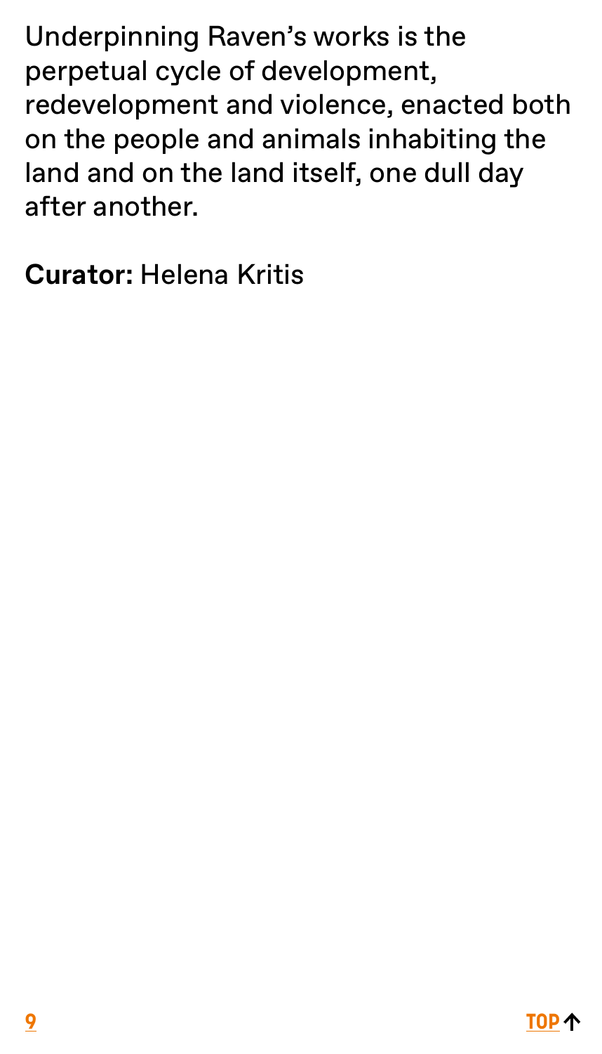Underpinning Raven's works is the perpetual cycle of development, redevelopment and violence, enacted both on the people and animals inhabiting the land and on the land itself, one dull day after another.

**Curator:** Helena Kritis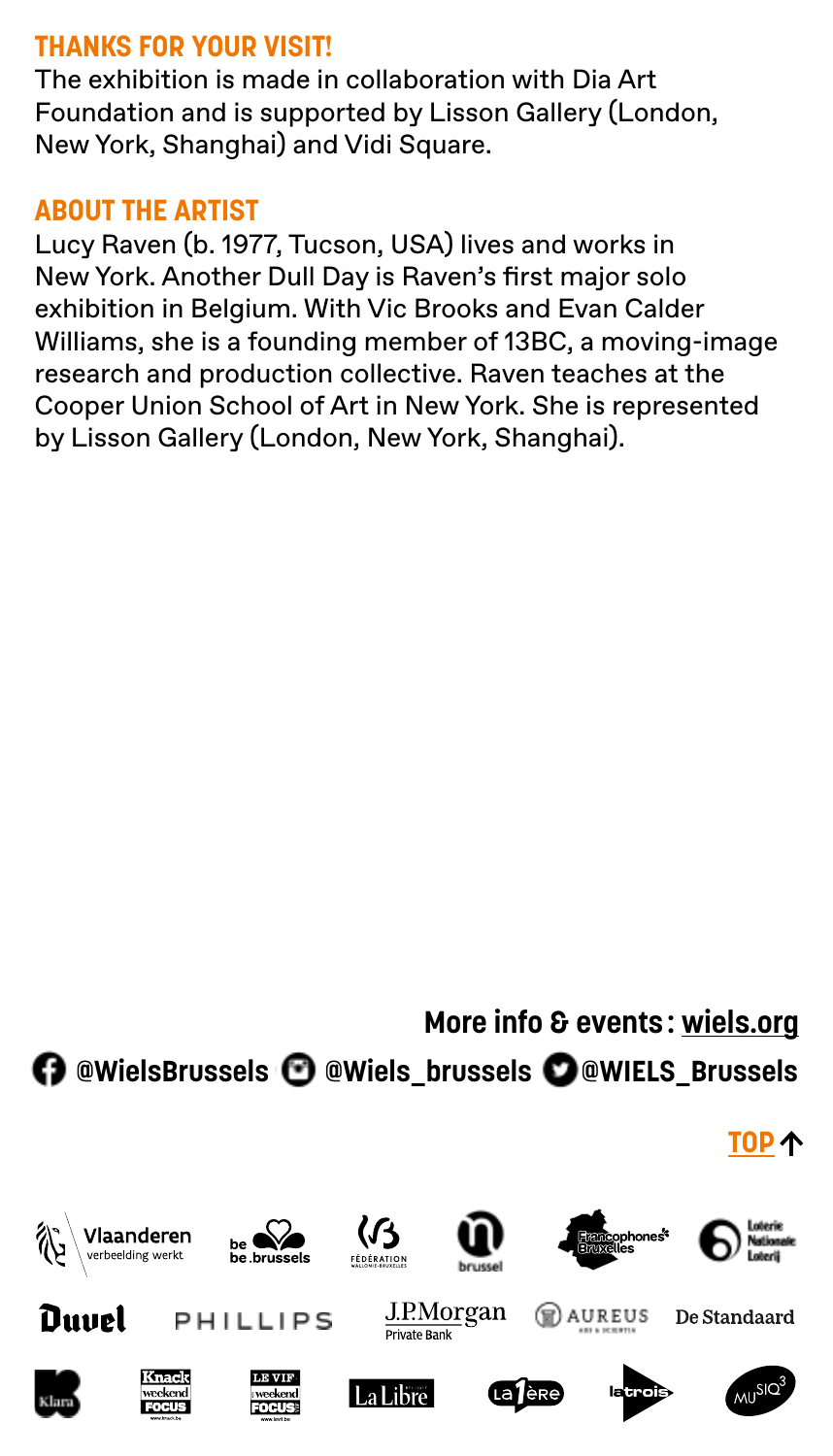## THANKS FOR YOUR VISIT!

The exhibition is made in collaboration with Dia Art Foundation and is supported by Lisson Gallery (London, New York, Shanghai) and Vidi Square.

## ABOUT THE ARTIST

Lucy Raven (b. 1977, Tucson, USA) lives and works in New York. Another Dull Day is Raven's first major solo exhibition in Belgium. With Vic Brooks and Evan Calder Williams, she is a founding member of 13BC, a moving-image research and production collective. Raven teaches at the Cooper Union School of Art in New York. She is represented by Lisson Gallery (London, New York, Shanghai).

**More info & events : [wiels.org](wiels.org)**

**@WielsBrussels @Wiels_brussels @WIELS_Brussels**

**TOP ↑**

Vlaanderen verbeelding werkt · be.brussels · Fédération Wallonie-Bruxelles · brussel · Francophones Bruxelles · Loterie Nationale Loterij · Duvel · PHILLIPS · J.P.Morgan Private Bank · AUREUS · De Standaard · Klara · Knack weekend Focus · Le Vif weekend Focus · La Libre · La 1ère · latrois · Musiq3